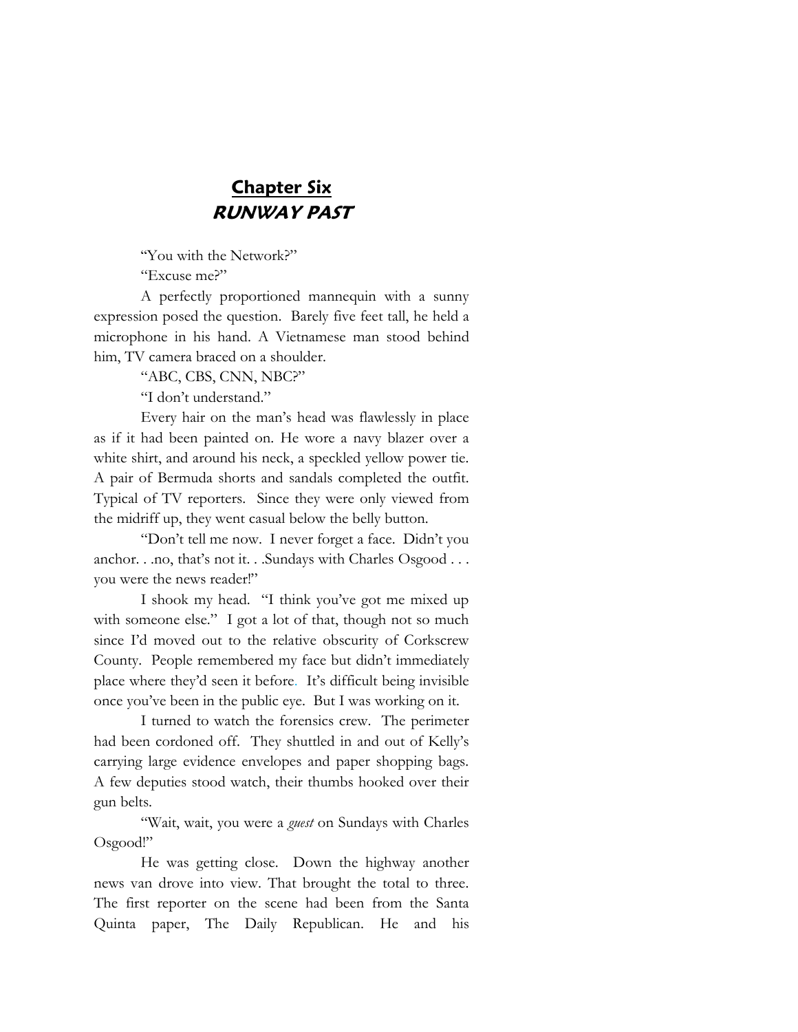# Chapter Six
## *RUNWAY PAST*

"You with the Network?"

"Excuse me?"

A perfectly proportioned mannequin with a sunny expression posed the question. Barely five feet tall, he held a microphone in his hand. A Vietnamese man stood behind him, TV camera braced on a shoulder.

"ABC, CBS, CNN, NBC?"

"I don't understand."

Every hair on the man's head was flawlessly in place as if it had been painted on. He wore a navy blazer over a white shirt, and around his neck, a speckled yellow power tie. A pair of Bermuda shorts and sandals completed the outfit. Typical of TV reporters. Since they were only viewed from the midriff up, they went casual below the belly button.

"Don't tell me now. I never forget a face. Didn't you anchor. . .no, that's not it. . .Sundays with Charles Osgood . . . you were the news reader!"

I shook my head. "I think you've got me mixed up with someone else." I got a lot of that, though not so much since I'd moved out to the relative obscurity of Corkscrew County. People remembered my face but didn't immediately place where they'd seen it before. It's difficult being invisible once you've been in the public eye. But I was working on it.

I turned to watch the forensics crew. The perimeter had been cordoned off. They shuttled in and out of Kelly's carrying large evidence envelopes and paper shopping bags. A few deputies stood watch, their thumbs hooked over their gun belts.

"Wait, wait, you were a *guest* on Sundays with Charles Osgood!"

He was getting close. Down the highway another news van drove into view. That brought the total to three. The first reporter on the scene had been from the Santa Quinta paper, The Daily Republican. He and his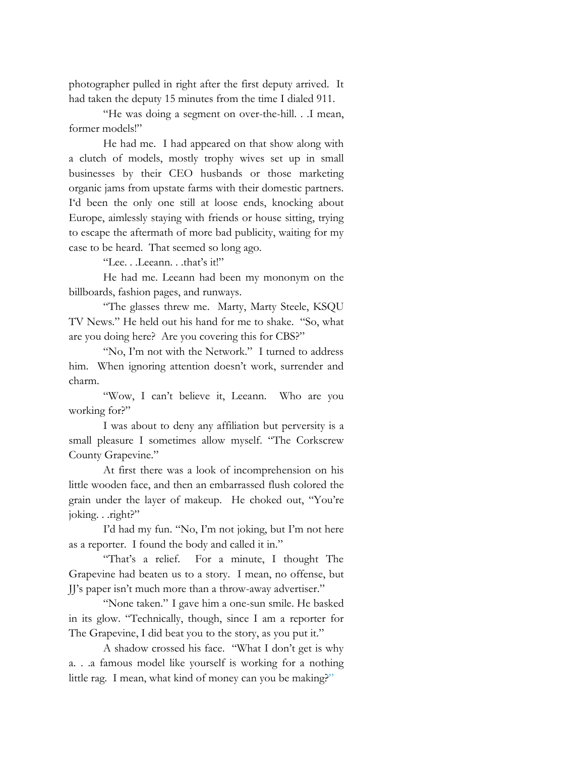photographer pulled in right after the first deputy arrived. It had taken the deputy 15 minutes from the time I dialed 911.

"He was doing a segment on over-the-hill. . .I mean, former models!"

He had me. I had appeared on that show along with a clutch of models, mostly trophy wives set up in small businesses by their CEO husbands or those marketing organic jams from upstate farms with their domestic partners. I'd been the only one still at loose ends, knocking about Europe, aimlessly staying with friends or house sitting, trying to escape the aftermath of more bad publicity, waiting for my case to be heard. That seemed so long ago.

"Lee. . .Leeann. . .that's it!"

He had me. Leeann had been my mononym on the billboards, fashion pages, and runways.

"The glasses threw me. Marty, Marty Steele, KSQU TV News." He held out his hand for me to shake. "So, what are you doing here? Are you covering this for CBS?"

"No, I'm not with the Network." I turned to address him. When ignoring attention doesn't work, surrender and charm.

"Wow, I can't believe it, Leeann. Who are you working for?"

I was about to deny any affiliation but perversity is a small pleasure I sometimes allow myself. "The Corkscrew County Grapevine."

At first there was a look of incomprehension on his little wooden face, and then an embarrassed flush colored the grain under the layer of makeup. He choked out, "You're joking. . .right?"

I'd had my fun. "No, I'm not joking, but I'm not here as a reporter. I found the body and called it in."

"That's a relief. For a minute, I thought The Grapevine had beaten us to a story. I mean, no offense, but JJ's paper isn't much more than a throw-away advertiser."

"None taken." I gave him a one-sun smile. He basked in its glow. "Technically, though, since I am a reporter for The Grapevine, I did beat you to the story, as you put it."

A shadow crossed his face. "What I don't get is why a. . .a famous model like yourself is working for a nothing little rag. I mean, what kind of money can you be making?"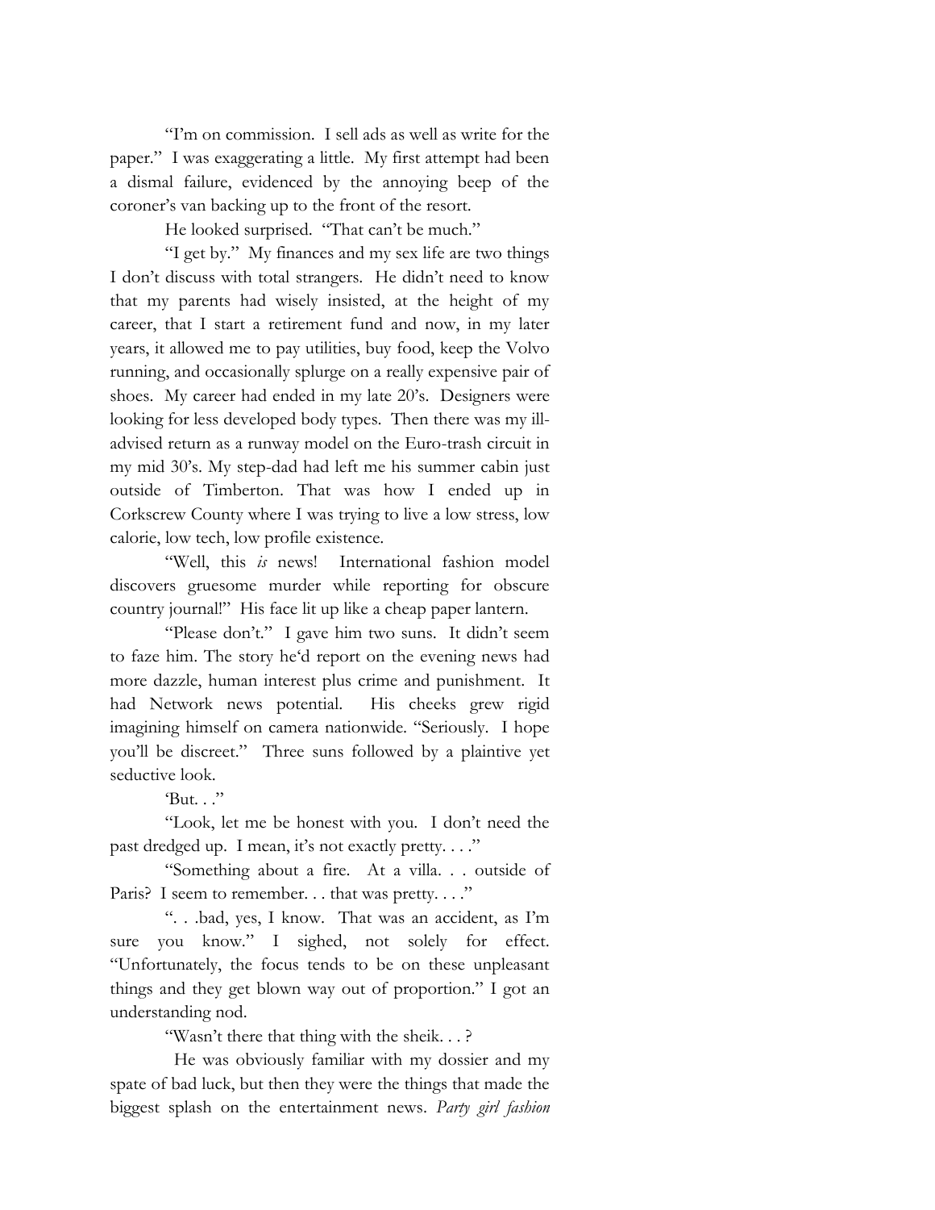"I'm on commission. I sell ads as well as write for the paper." I was exaggerating a little. My first attempt had been a dismal failure, evidenced by the annoying beep of the coroner's van backing up to the front of the resort.

He looked surprised. "That can't be much."

"I get by." My finances and my sex life are two things I don't discuss with total strangers. He didn't need to know that my parents had wisely insisted, at the height of my career, that I start a retirement fund and now, in my later years, it allowed me to pay utilities, buy food, keep the Volvo running, and occasionally splurge on a really expensive pair of shoes. My career had ended in my late 20's. Designers were looking for less developed body types. Then there was my ill-advised return as a runway model on the Euro-trash circuit in my mid 30's. My step-dad had left me his summer cabin just outside of Timberton. That was how I ended up in Corkscrew County where I was trying to live a low stress, low calorie, low tech, low profile existence.

"Well, this *is* news! International fashion model discovers gruesome murder while reporting for obscure country journal!" His face lit up like a cheap paper lantern.

"Please don't." I gave him two suns. It didn't seem to faze him. The story he'd report on the evening news had more dazzle, human interest plus crime and punishment. It had Network news potential. His cheeks grew rigid imagining himself on camera nationwide. "Seriously. I hope you'll be discreet." Three suns followed by a plaintive yet seductive look.

'But. . ."

"Look, let me be honest with you. I don't need the past dredged up. I mean, it's not exactly pretty. . . ."

"Something about a fire. At a villa. . . outside of Paris? I seem to remember. . . that was pretty. . . ."

". . .bad, yes, I know. That was an accident, as I'm sure you know." I sighed, not solely for effect. "Unfortunately, the focus tends to be on these unpleasant things and they get blown way out of proportion." I got an understanding nod.

"Wasn't there that thing with the sheik. . . ?

He was obviously familiar with my dossier and my spate of bad luck, but then they were the things that made the biggest splash on the entertainment news. *Party girl fashion*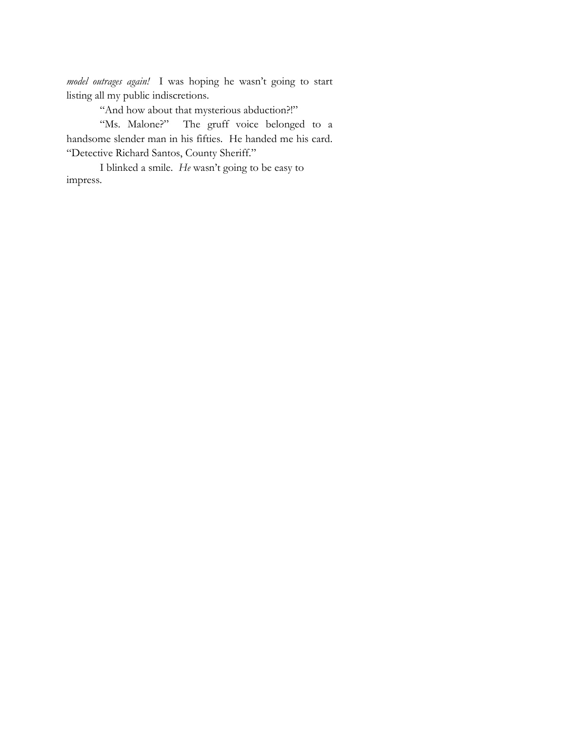*model outrages again!* I was hoping he wasn't going to start listing all my public indiscretions.

"And how about that mysterious abduction?!"

"Ms. Malone?" The gruff voice belonged to a handsome slender man in his fifties. He handed me his card. "Detective Richard Santos, County Sheriff."

I blinked a smile. *He* wasn't going to be easy to impress.